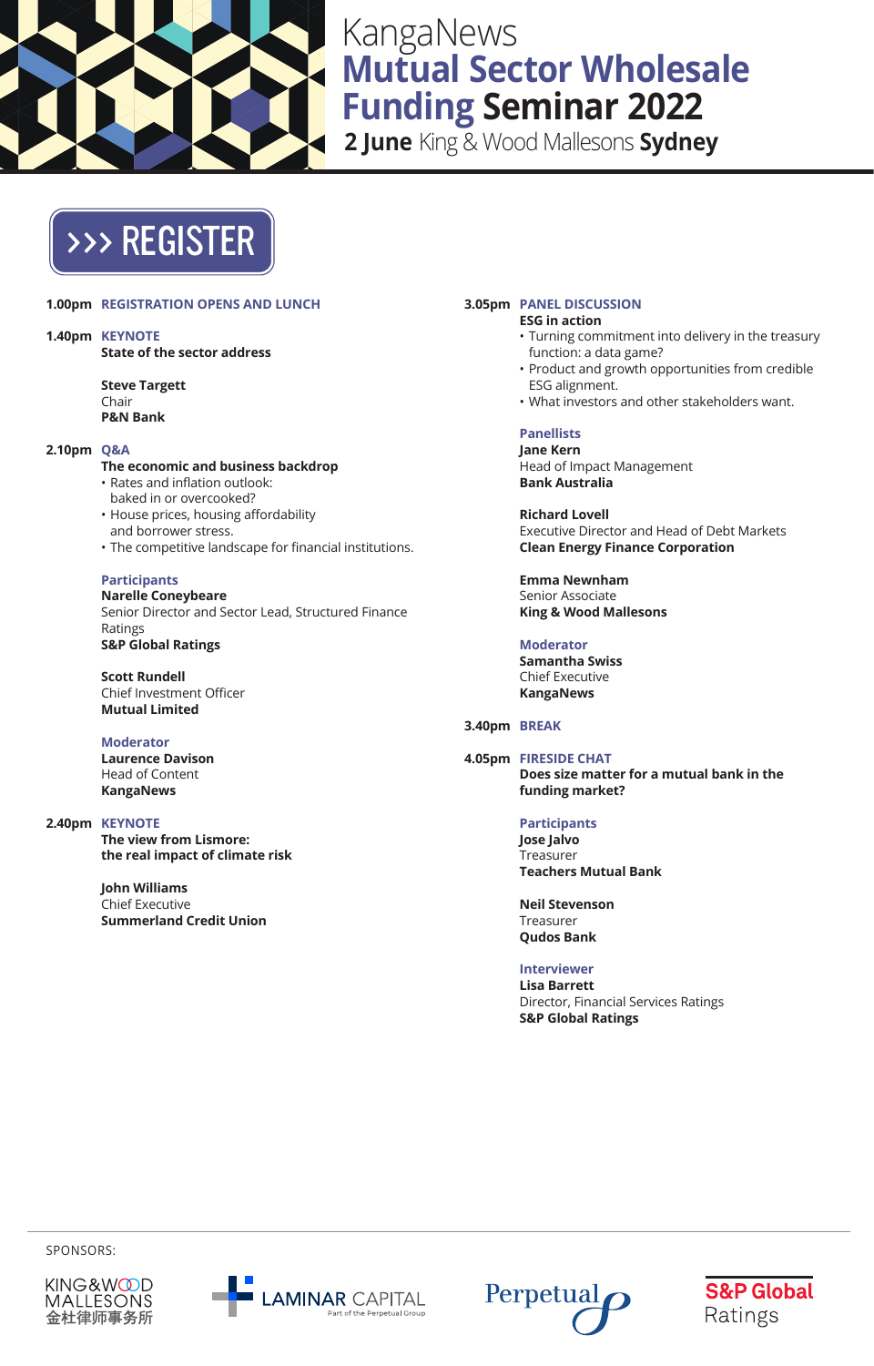# KangaNews Mutual Sector Wholesale Funding Seminar 2022

**2 June** King & Wood Mallesons **Sydney**

>>> REGISTER

**1.00pm** REGISTRATION OPENS AND LUNCH

**1.40pm** KEYNOTE

**State of the sector address**

**Steve Targett**
Chair
**P&N Bank**

**2.10pm** Q&A

**The economic and business backdrop**

- Rates and inflation outlook: baked in or overcooked?
- House prices, housing affordability and borrower stress.
- The competitive landscape for financial institutions.

Participants

**Narelle Coneybeare**
Senior Director and Sector Lead, Structured Finance Ratings
**S&P Global Ratings**

**Scott Rundell**
Chief Investment Officer
**Mutual Limited**

Moderator

**Laurence Davison**
Head of Content
**KangaNews**

**2.40pm** KEYNOTE

**The view from Lismore: the real impact of climate risk**

**John Williams**
Chief Executive
**Summerland Credit Union**

**3.05pm** PANEL DISCUSSION

**ESG in action**

- Turning commitment into delivery in the treasury function: a data game?
- Product and growth opportunities from credible ESG alignment.
- What investors and other stakeholders want.

Panellists

**Jane Kern**
Head of Impact Management
**Bank Australia**

**Richard Lovell**
Executive Director and Head of Debt Markets
**Clean Energy Finance Corporation**

**Emma Newnham**
Senior Associate
**King & Wood Mallesons**

Moderator

**Samantha Swiss**
Chief Executive
**KangaNews**

**3.40pm** BREAK

**4.05pm** FIRESIDE CHAT

**Does size matter for a mutual bank in the funding market?**

Participants

**Jose Jalvo**
Treasurer
**Teachers Mutual Bank**

**Neil Stevenson**
Treasurer
**Qudos Bank**

Interviewer

**Lisa Barrett**
Director, Financial Services Ratings
**S&P Global Ratings**

SPONSORS:

KING&WOOD MALLESONS 金杜律师事务所 | LAMINAR CAPITAL Part of the Perpetual Group | Perpetual | S&P Global Ratings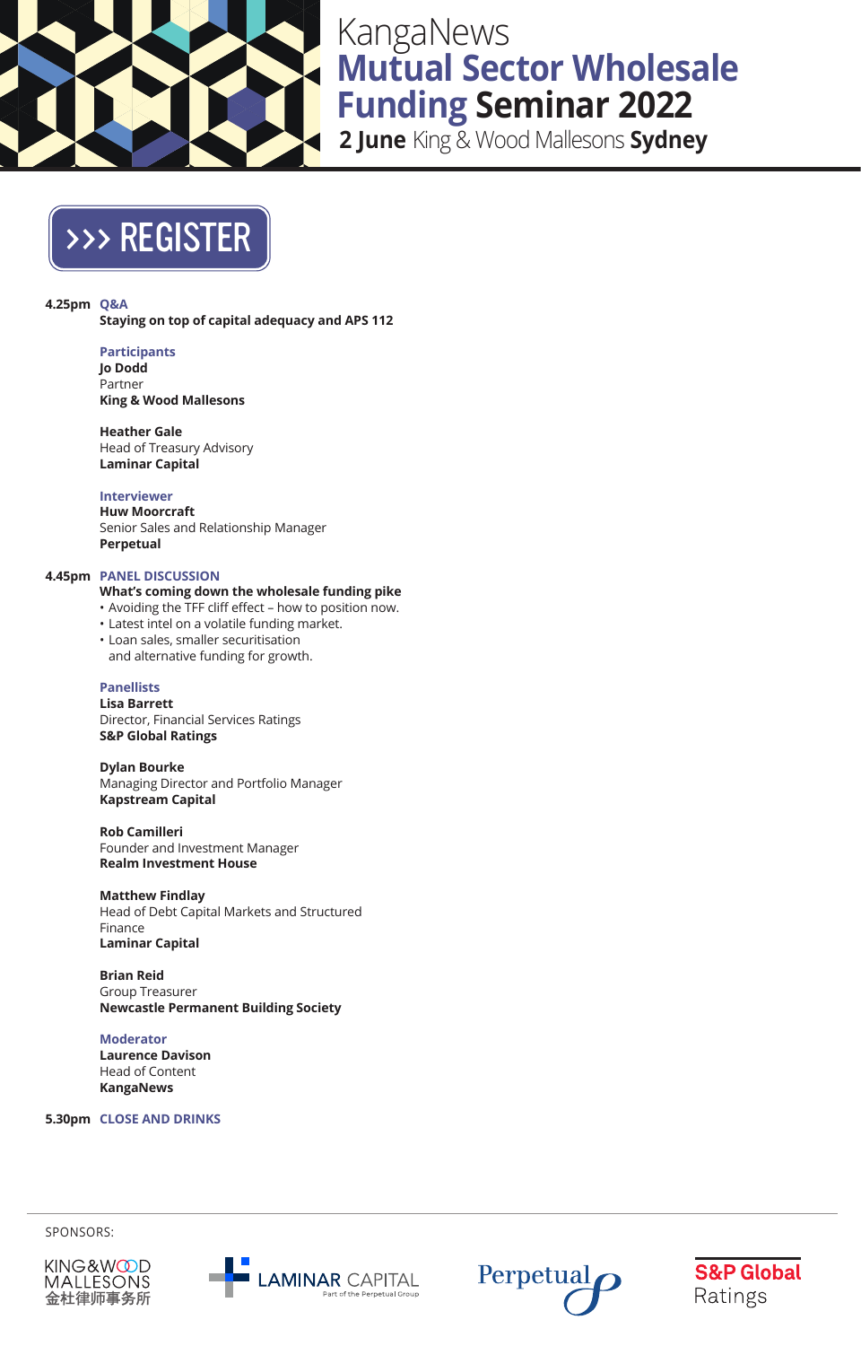# KangaNews Mutual Sector Wholesale Funding Seminar 2022

**2 June** King & Wood Mallesons **Sydney**

>>> REGISTER

**4.25pm** Q&A

**Staying on top of capital adequacy and APS 112**

Participants

**Jo Dodd**
Partner
**King & Wood Mallesons**

**Heather Gale**
Head of Treasury Advisory
**Laminar Capital**

Interviewer

**Huw Moorcraft**
Senior Sales and Relationship Manager
**Perpetual**

**4.45pm** PANEL DISCUSSION

**What's coming down the wholesale funding pike**

- Avoiding the TFF cliff effect – how to position now.
- Latest intel on a volatile funding market.
- Loan sales, smaller securitisation and alternative funding for growth.

Panellists

**Lisa Barrett**
Director, Financial Services Ratings
**S&P Global Ratings**

**Dylan Bourke**
Managing Director and Portfolio Manager
**Kapstream Capital**

**Rob Camilleri**
Founder and Investment Manager
**Realm Investment House**

**Matthew Findlay**
Head of Debt Capital Markets and Structured Finance
**Laminar Capital**

**Brian Reid**
Group Treasurer
**Newcastle Permanent Building Society**

Moderator

**Laurence Davison**
Head of Content
**KangaNews**

**5.30pm** CLOSE AND DRINKS

SPONSORS:

KING&WOOD MALLESONS 金杜律师事务所

LAMINAR CAPITAL Part of the Perpetual Group

Perpetual

S&P Global Ratings